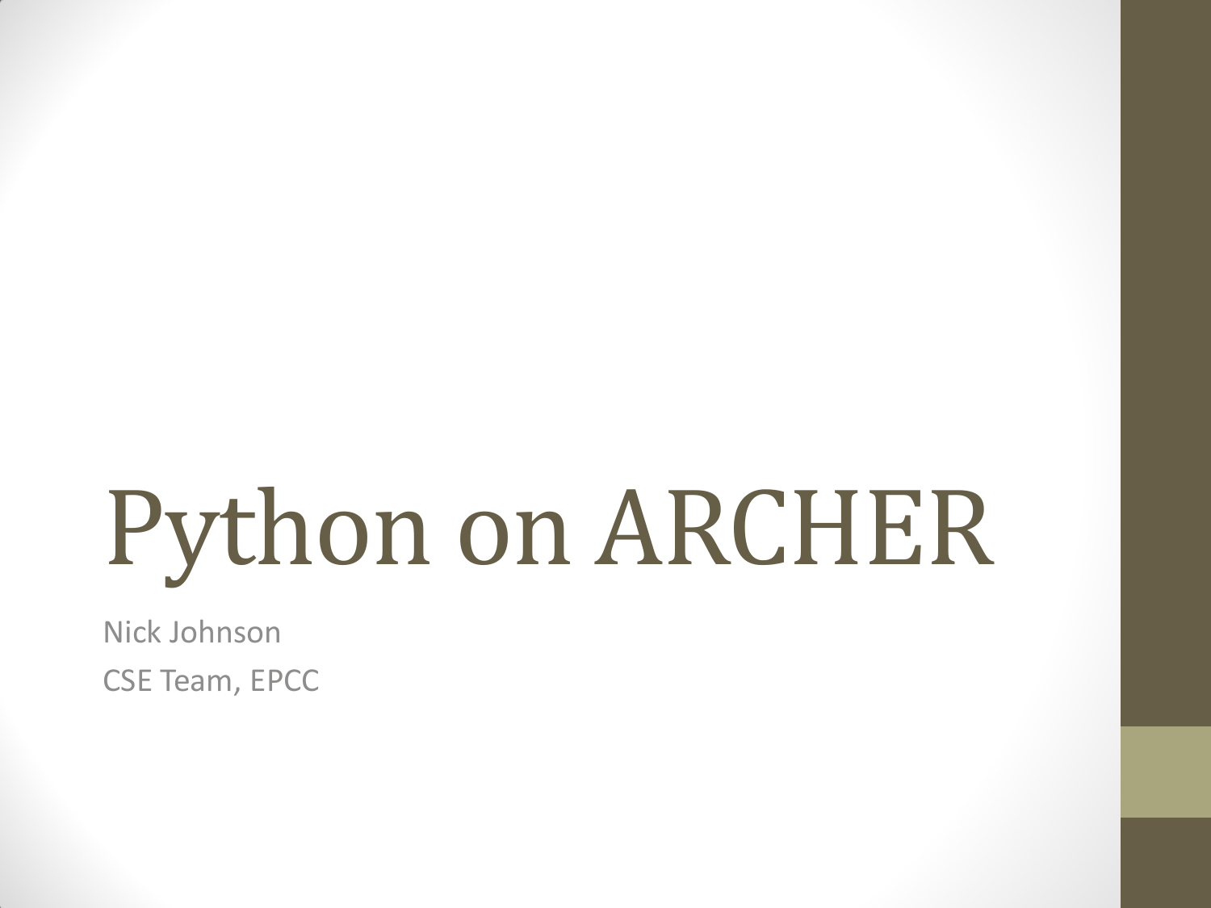# Python on ARCHER

Nick Johnson

CSE Team, EPCC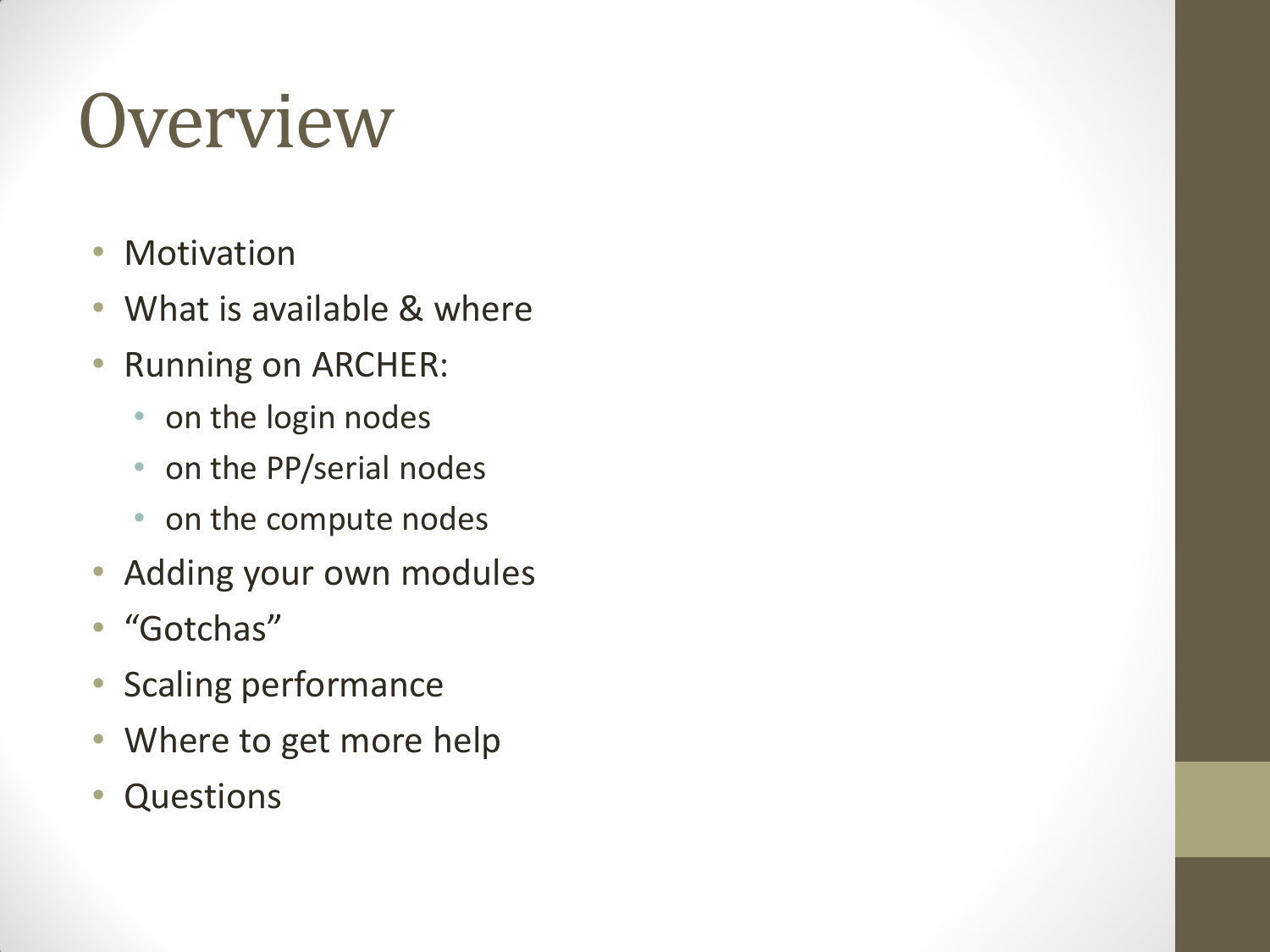# Overview

- Motivation
- What is available & where
- Running on ARCHER:
  - on the login nodes
  - on the PP/serial nodes
  - on the compute nodes
- Adding your own modules
- "Gotchas"
- Scaling performance
- Where to get more help
- Questions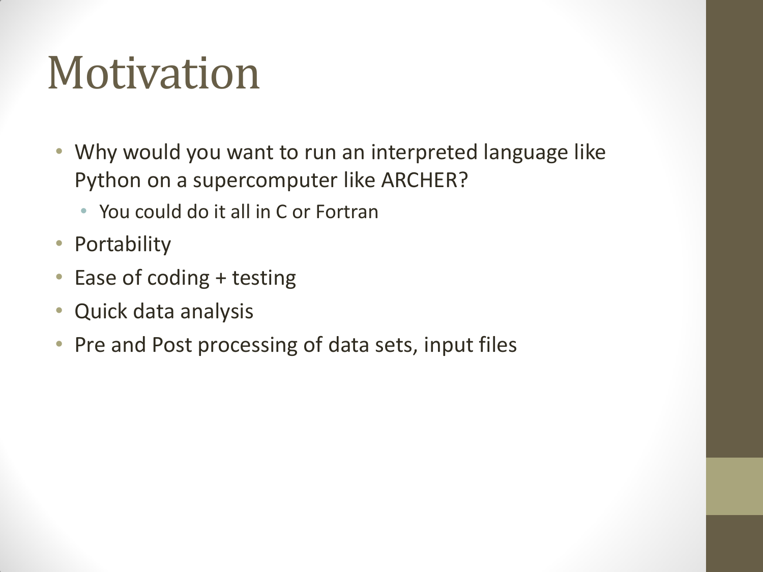# Motivation

- Why would you want to run an interpreted language like Python on a supercomputer like ARCHER?
  - You could do it all in C or Fortran
- Portability
- Ease of coding + testing
- Quick data analysis
- Pre and Post processing of data sets, input files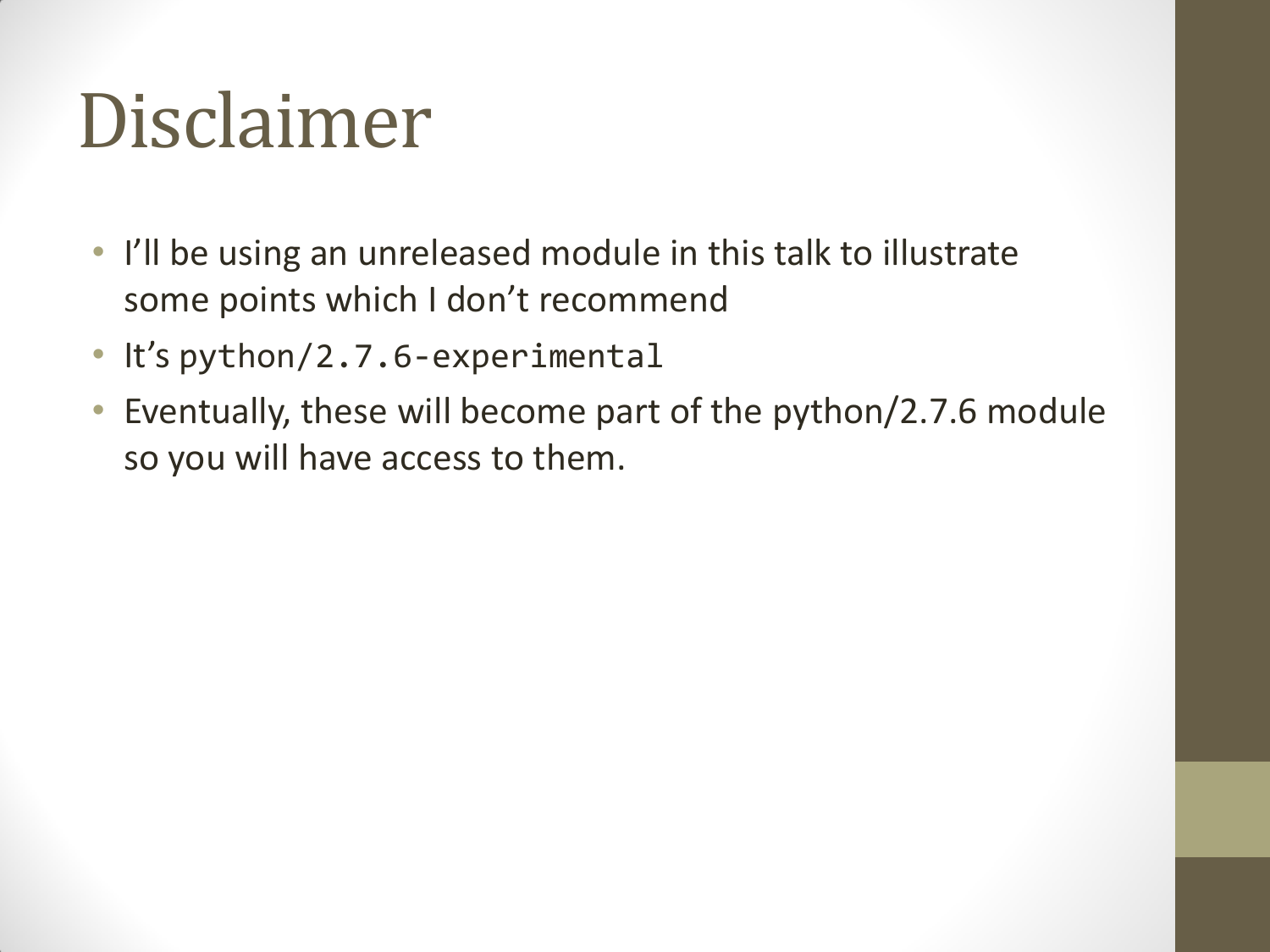# Disclaimer

- I'll be using an unreleased module in this talk to illustrate some points which I don't recommend
- It's `python/2.7.6-experimental`
- Eventually, these will become part of the python/2.7.6 module so you will have access to them.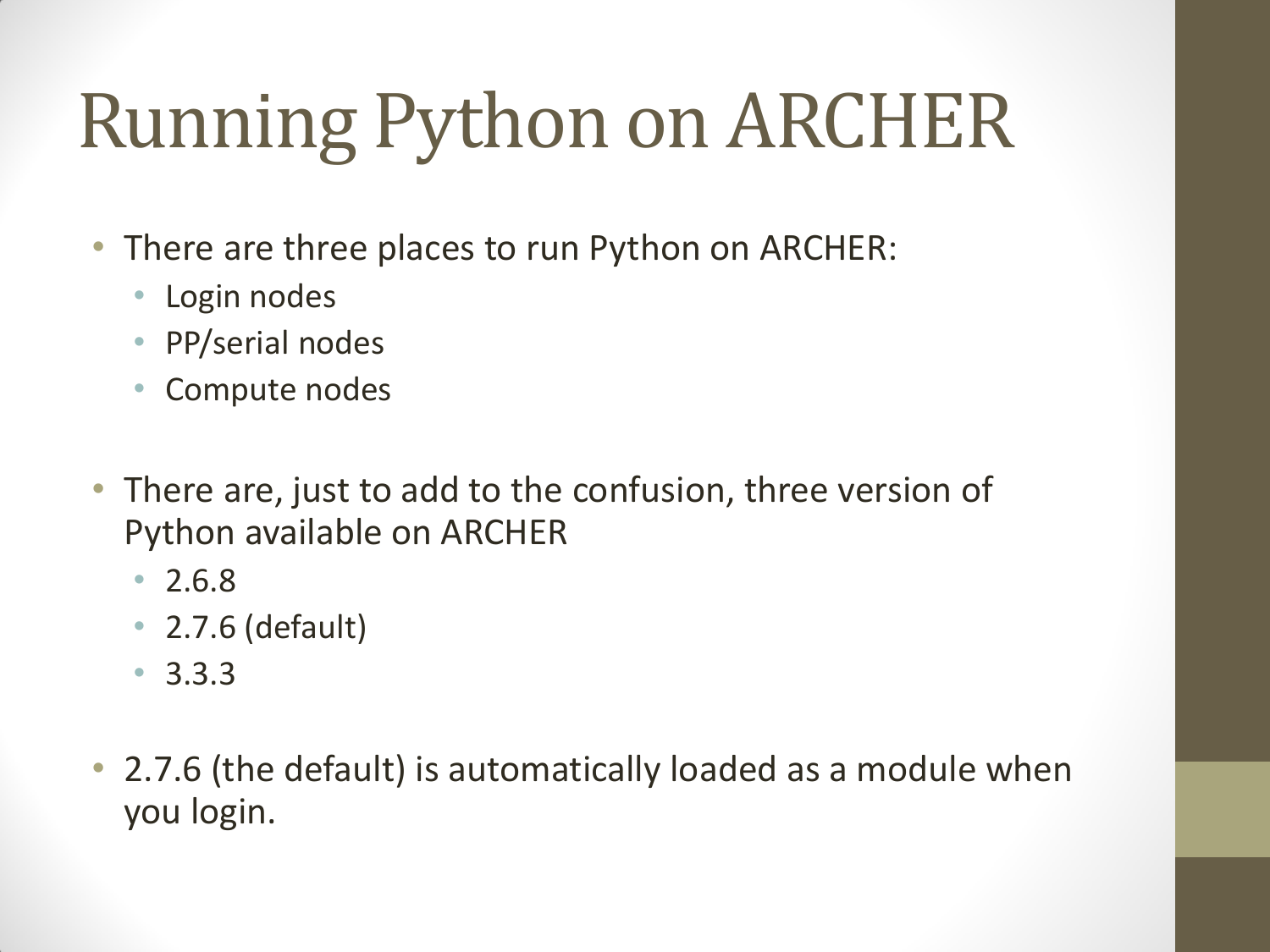# Running Python on ARCHER

- There are three places to run Python on ARCHER:
  - Login nodes
  - PP/serial nodes
  - Compute nodes

- There are, just to add to the confusion, three version of Python available on ARCHER
  - 2.6.8
  - 2.7.6 (default)
  - 3.3.3

- 2.7.6 (the default) is automatically loaded as a module when you login.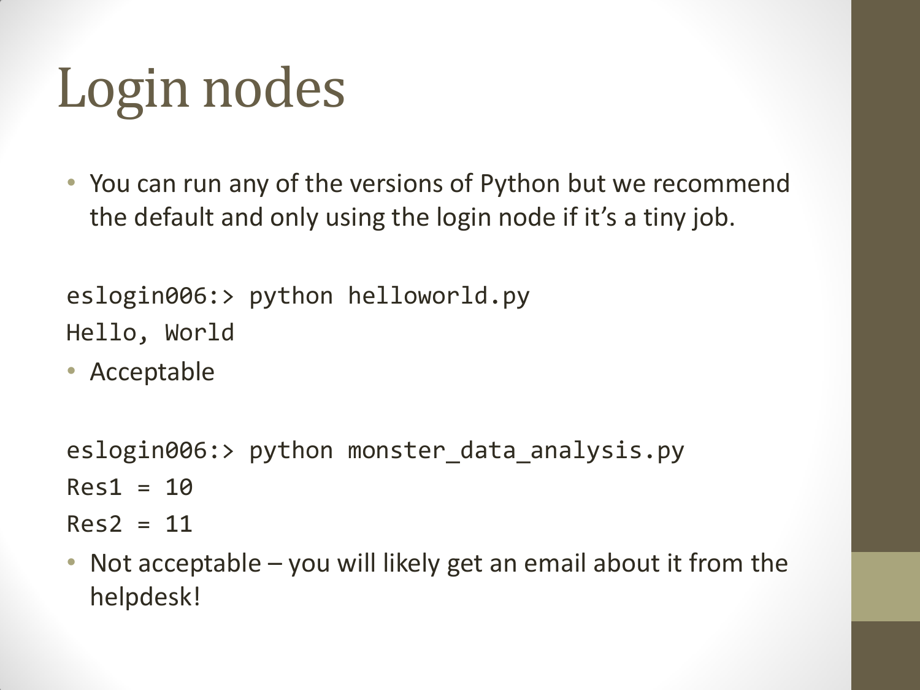# Login nodes

- You can run any of the versions of Python but we recommend the default and only using the login node if it's a tiny job.

```
eslogin006:> python helloworld.py
Hello, World
```

- Acceptable

```
eslogin006:> python monster_data_analysis.py
Res1 = 10
Res2 = 11
```

- Not acceptable – you will likely get an email about it from the helpdesk!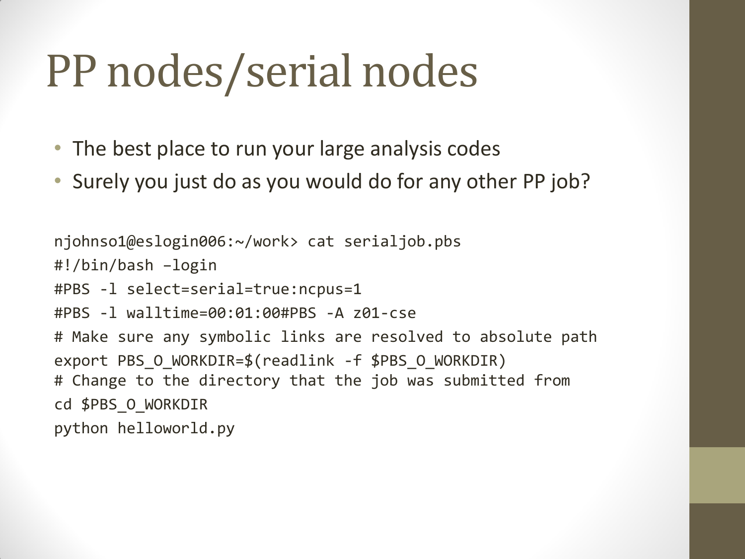# PP nodes/serial nodes

- The best place to run your large analysis codes
- Surely you just do as you would do for any other PP job?

```
njohnso1@eslogin006:~/work> cat serialjob.pbs
#!/bin/bash –login
#PBS -l select=serial=true:ncpus=1
#PBS -l walltime=00:01:00#PBS -A z01-cse
# Make sure any symbolic links are resolved to absolute path
export PBS_O_WORKDIR=$(readlink -f $PBS_O_WORKDIR)
# Change to the directory that the job was submitted from
cd $PBS_O_WORKDIR
python helloworld.py
```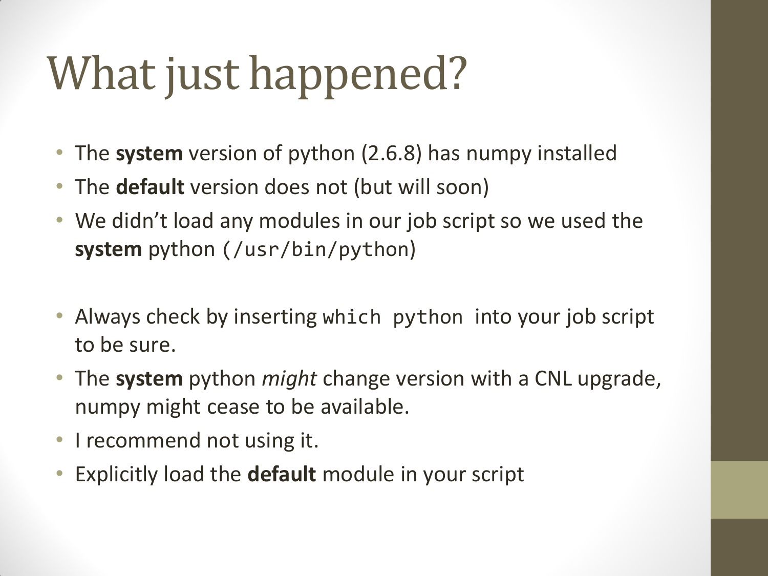# What just happened?

- The **system** version of python (2.6.8) has numpy installed
- The **default** version does not (but will soon)
- We didn't load any modules in our job script so we used the **system** python (`/usr/bin/python`)

- Always check by inserting `which python` into your job script to be sure.
- The **system** python *might* change version with a CNL upgrade, numpy might cease to be available.
- I recommend not using it.
- Explicitly load the **default** module in your script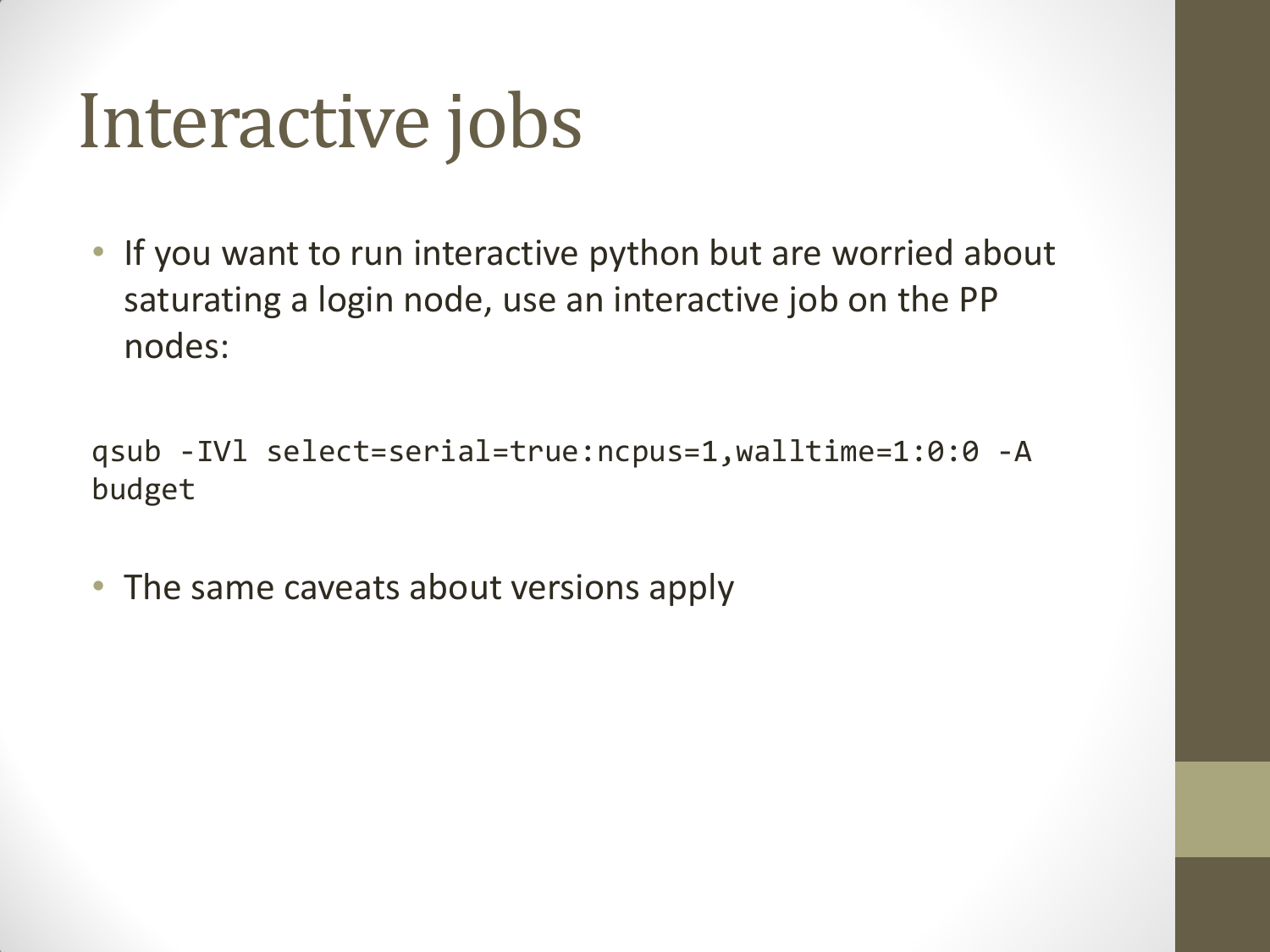# Interactive jobs

- If you want to run interactive python but are worried about saturating a login node, use an interactive job on the PP nodes:

```
qsub -IVl select=serial=true:ncpus=1,walltime=1:0:0 -A budget
```

- The same caveats about versions apply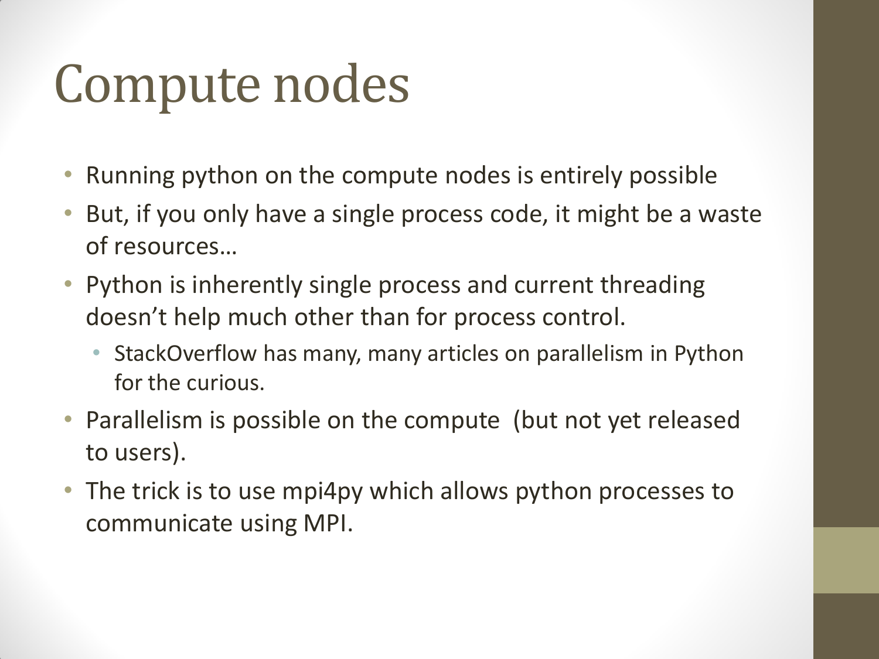# Compute nodes

- Running python on the compute nodes is entirely possible
- But, if you only have a single process code, it might be a waste of resources…
- Python is inherently single process and current threading doesn't help much other than for process control.
  - StackOverflow has many, many articles on parallelism in Python for the curious.
- Parallelism is possible on the compute  (but not yet released to users).
- The trick is to use mpi4py which allows python processes to communicate using MPI.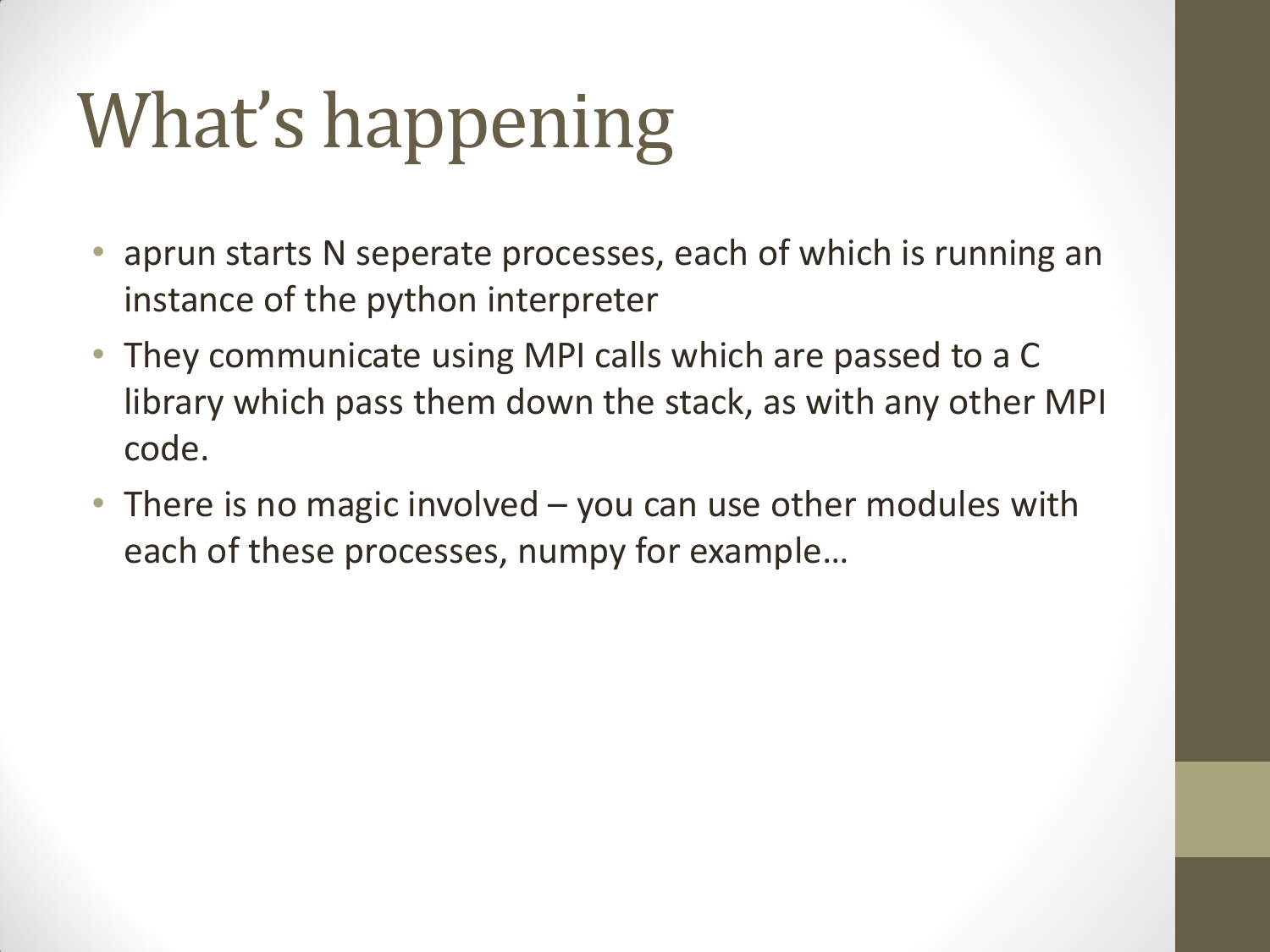# What's happening

- aprun starts N seperate processes, each of which is running an instance of the python interpreter
- They communicate using MPI calls which are passed to a C library which pass them down the stack, as with any other MPI code.
- There is no magic involved – you can use other modules with each of these processes, numpy for example…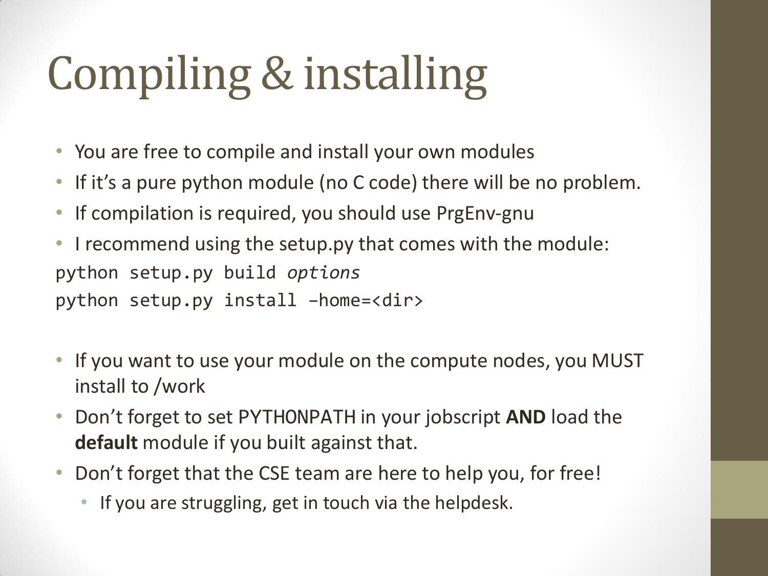# Compiling & installing

- You are free to compile and install your own modules
- If it's a pure python module (no C code) there will be no problem.
- If compilation is required, you should use PrgEnv-gnu
- I recommend using the setup.py that comes with the module:

```
python setup.py build options
python setup.py install –home=<dir>
```

- If you want to use your module on the compute nodes, you MUST install to /work
- Don't forget to set PYTHONPATH in your jobscript **AND** load the **default** module if you built against that.
- Don't forget that the CSE team are here to help you, for free!
  - If you are struggling, get in touch via the helpdesk.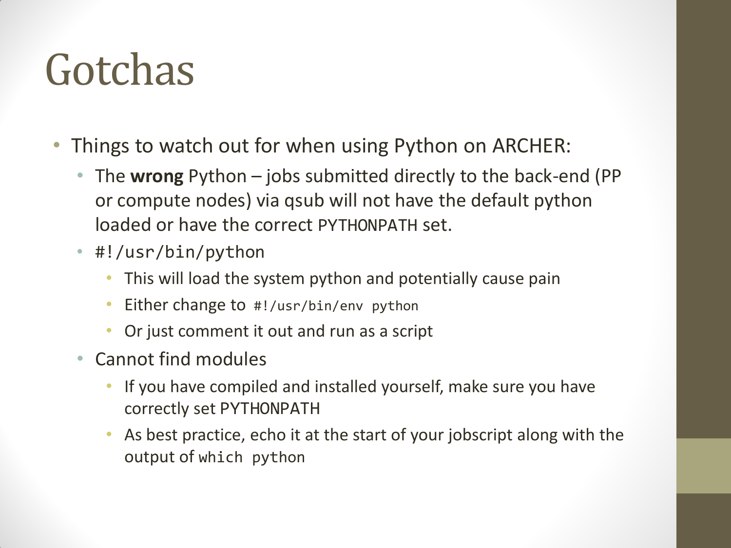# Gotchas

- Things to watch out for when using Python on ARCHER:
  - The **wrong** Python – jobs submitted directly to the back-end (PP or compute nodes) via qsub will not have the default python loaded or have the correct `PYTHONPATH` set.
  - `#!/usr/bin/python`
    - This will load the system python and potentially cause pain
    - Either change to `#!/usr/bin/env python`
    - Or just comment it out and run as a script
  - Cannot find modules
    - If you have compiled and installed yourself, make sure you have correctly set PYTHONPATH
    - As best practice, echo it at the start of your jobscript along with the output of `which python`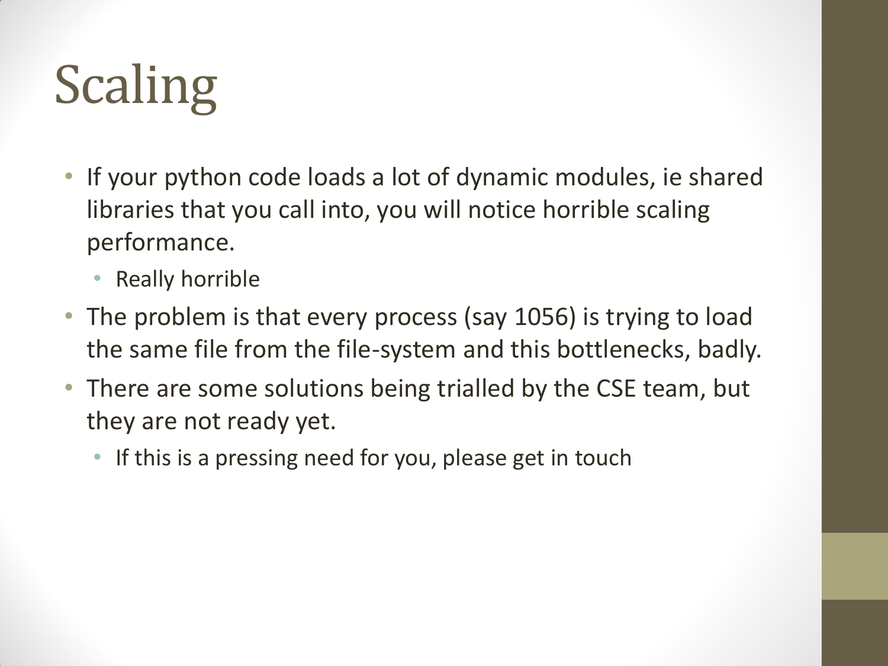# Scaling

- If your python code loads a lot of dynamic modules, ie shared libraries that you call into, you will notice horrible scaling performance.
  - Really horrible
- The problem is that every process (say 1056) is trying to load the same file from the file-system and this bottlenecks, badly.
- There are some solutions being trialled by the CSE team, but they are not ready yet.
  - If this is a pressing need for you, please get in touch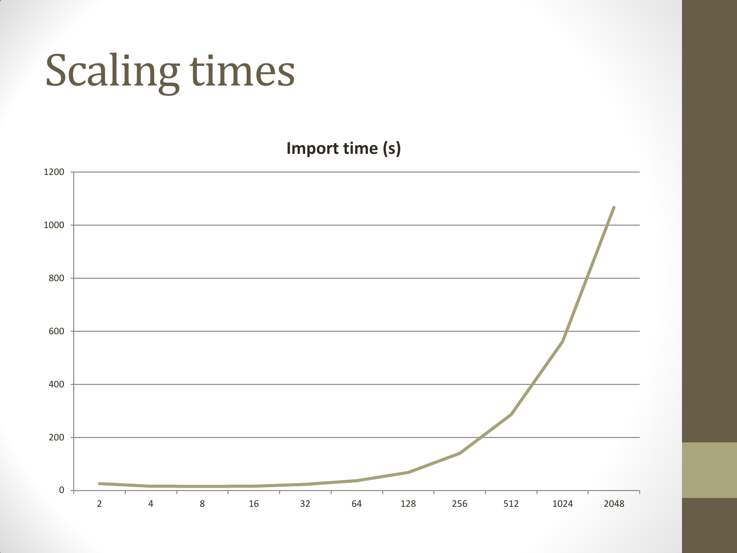# Scaling times

**Import time (s)**

1200
1000
800
600
400
200
0

2
4
8
16
32
64
128
256
512
1024
2048